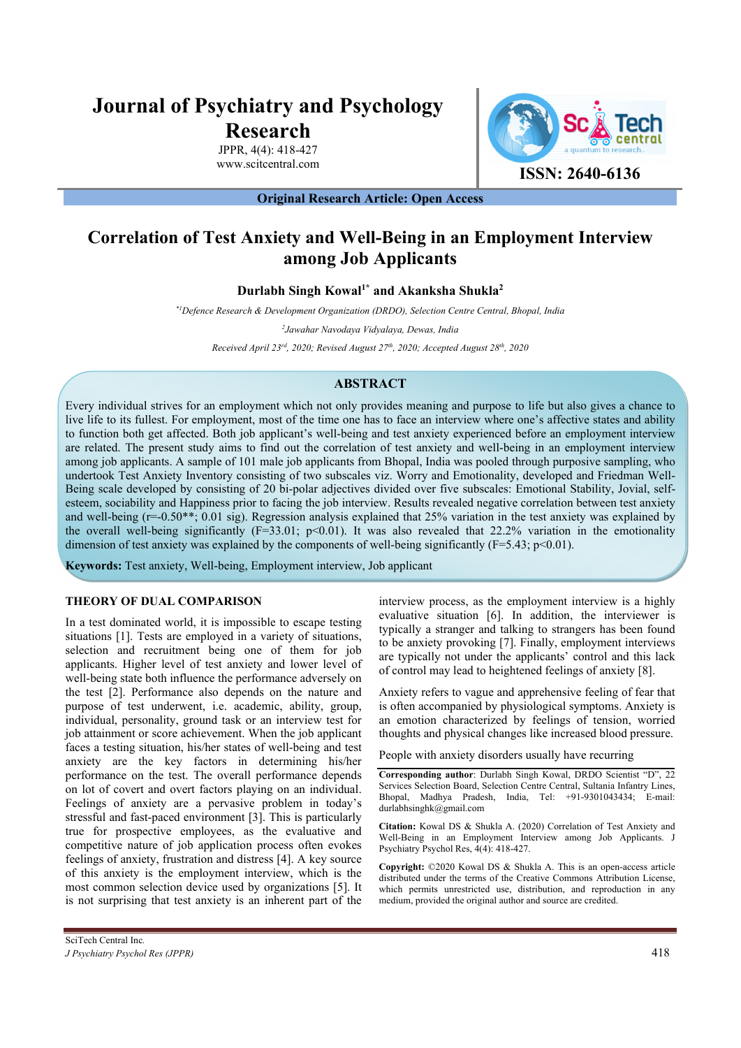# Journal of Psychiatry and Psychology Research

JPPR, 4(4): 418-427

www.scitcentral.com

ISSN: 2640-6136

**Original Research Article: Open Access**

## Correlation of Test Anxiety and Well-Being in an Employment Interview among Job Applicants

**Durlabh Singh Kowal[1*] and Akanksha Shukla[2]**

*[*1]Defence Research & Development Organization (DRDO), Selection Centre Central, Bhopal, India*

*[2]Jawahar Navodaya Vidyalaya, Dewas, India*

*Received April 23rd, 2020; Revised August 27th, 2020; Accepted August 28th, 2020*

### ABSTRACT

Every individual strives for an employment which not only provides meaning and purpose to life but also gives a chance to live life to its fullest. For employment, most of the time one has to face an interview where one's affective states and ability to function both get affected. Both job applicant's well-being and test anxiety experienced before an employment interview are related. The present study aims to find out the correlation of test anxiety and well-being in an employment interview among job applicants. A sample of 101 male job applicants from Bhopal, India was pooled through purposive sampling, who undertook Test Anxiety Inventory consisting of two subscales viz. Worry and Emotionality, developed and Friedman Well-Being scale developed by consisting of 20 bi-polar adjectives divided over five subscales: Emotional Stability, Jovial, self-esteem, sociability and Happiness prior to facing the job interview. Results revealed negative correlation between test anxiety and well-being ($r=-0.50$**; 0.01 sig). Regression analysis explained that 25% variation in the test anxiety was explained by the overall well-being significantly ($F=33.01$; $p<0.01$). It was also revealed that 22.2% variation in the emotionality dimension of test anxiety was explained by the components of well-being significantly ($F=5.43$; $p<0.01$).

**Keywords:** Test anxiety, Well-being, Employment interview, Job applicant

## THEORY OF DUAL COMPARISON

In a test dominated world, it is impossible to escape testing situations [1]. Tests are employed in a variety of situations, selection and recruitment being one of them for job applicants. Higher level of test anxiety and lower level of well-being state both influence the performance adversely on the test [2]. Performance also depends on the nature and purpose of test underwent, i.e. academic, ability, group, individual, personality, ground task or an interview test for job attainment or score achievement. When the job applicant faces a testing situation, his/her states of well-being and test anxiety are the key factors in determining his/her performance on the test. The overall performance depends on lot of covert and overt factors playing on an individual. Feelings of anxiety are a pervasive problem in today's stressful and fast-paced environment [3]. This is particularly true for prospective employees, as the evaluative and competitive nature of job application process often evokes feelings of anxiety, frustration and distress [4]. A key source of this anxiety is the employment interview, which is the most common selection device used by organizations [5]. It is not surprising that test anxiety is an inherent part of the interview process, as the employment interview is a highly evaluative situation [6]. In addition, the interviewer is typically a stranger and talking to strangers has been found to be anxiety provoking [7]. Finally, employment interviews are typically not under the applicants' control and this lack of control may lead to heightened feelings of anxiety [8].

Anxiety refers to vague and apprehensive feeling of fear that is often accompanied by physiological symptoms. Anxiety is an emotion characterized by feelings of tension, worried thoughts and physical changes like increased blood pressure.

People with anxiety disorders usually have recurring

**Corresponding author**: Durlabh Singh Kowal, DRDO Scientist "D", 22 Services Selection Board, Selection Centre Central, Sultania Infantry Lines, Bhopal, Madhya Pradesh, India, Tel: +91-9301043434; E-mail: durlabhsinghk@gmail.com

**Citation:** Kowal DS & Shukla A. (2020) Correlation of Test Anxiety and Well-Being in an Employment Interview among Job Applicants. J Psychiatry Psychol Res, 4(4): 418-427.

**Copyright:** ©2020 Kowal DS & Shukla A. This is an open-access article distributed under the terms of the Creative Commons Attribution License, which permits unrestricted use, distribution, and reproduction in any medium, provided the original author and source are credited.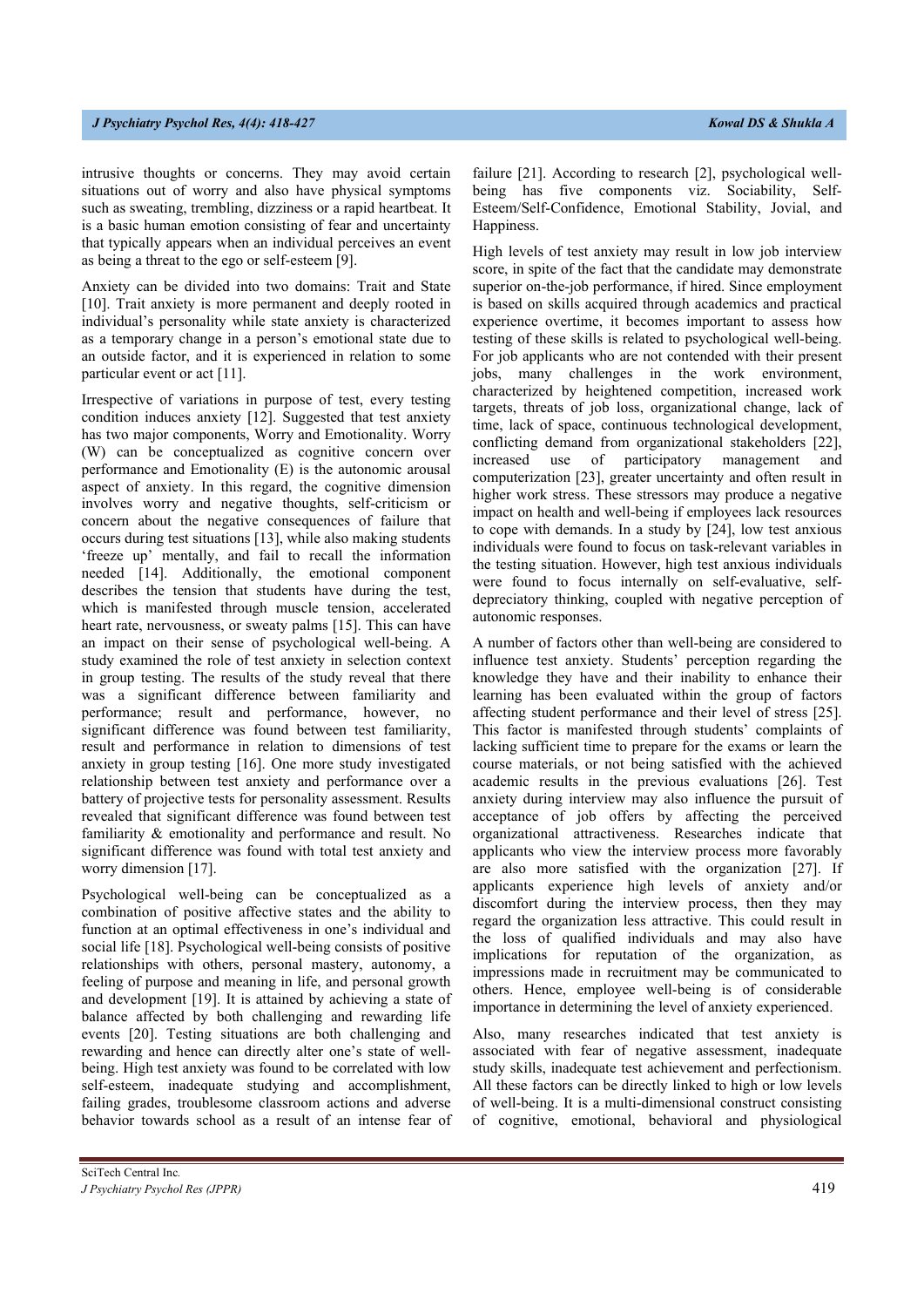intrusive thoughts or concerns. They may avoid certain situations out of worry and also have physical symptoms such as sweating, trembling, dizziness or a rapid heartbeat. It is a basic human emotion consisting of fear and uncertainty that typically appears when an individual perceives an event as being a threat to the ego or self-esteem [9].

Anxiety can be divided into two domains: Trait and State [10]. Trait anxiety is more permanent and deeply rooted in individual's personality while state anxiety is characterized as a temporary change in a person's emotional state due to an outside factor, and it is experienced in relation to some particular event or act [11].

Irrespective of variations in purpose of test, every testing condition induces anxiety [12]. Suggested that test anxiety has two major components, Worry and Emotionality. Worry (W) can be conceptualized as cognitive concern over performance and Emotionality (E) is the autonomic arousal aspect of anxiety. In this regard, the cognitive dimension involves worry and negative thoughts, self-criticism or concern about the negative consequences of failure that occurs during test situations [13], while also making students 'freeze up' mentally, and fail to recall the information needed [14]. Additionally, the emotional component describes the tension that students have during the test, which is manifested through muscle tension, accelerated heart rate, nervousness, or sweaty palms [15]. This can have an impact on their sense of psychological well-being. A study examined the role of test anxiety in selection context in group testing. The results of the study reveal that there was a significant difference between familiarity and performance; result and performance, however, no significant difference was found between test familiarity, result and performance in relation to dimensions of test anxiety in group testing [16]. One more study investigated relationship between test anxiety and performance over a battery of projective tests for personality assessment. Results revealed that significant difference was found between test familiarity & emotionality and performance and result. No significant difference was found with total test anxiety and worry dimension [17].

Psychological well-being can be conceptualized as a combination of positive affective states and the ability to function at an optimal effectiveness in one's individual and social life [18]. Psychological well-being consists of positive relationships with others, personal mastery, autonomy, a feeling of purpose and meaning in life, and personal growth and development [19]. It is attained by achieving a state of balance affected by both challenging and rewarding life events [20]. Testing situations are both challenging and rewarding and hence can directly alter one's state of well-being. High test anxiety was found to be correlated with low self-esteem, inadequate studying and accomplishment, failing grades, troublesome classroom actions and adverse behavior towards school as a result of an intense fear of failure [21]. According to research [2], psychological well-being has five components viz. Sociability, Self-Esteem/Self-Confidence, Emotional Stability, Jovial, and Happiness.

High levels of test anxiety may result in low job interview score, in spite of the fact that the candidate may demonstrate superior on-the-job performance, if hired. Since employment is based on skills acquired through academics and practical experience overtime, it becomes important to assess how testing of these skills is related to psychological well-being. For job applicants who are not contended with their present jobs, many challenges in the work environment, characterized by heightened competition, increased work targets, threats of job loss, organizational change, lack of time, lack of space, continuous technological development, conflicting demand from organizational stakeholders [22], increased use of participatory management and computerization [23], greater uncertainty and often result in higher work stress. These stressors may produce a negative impact on health and well-being if employees lack resources to cope with demands. In a study by [24], low test anxious individuals were found to focus on task-relevant variables in the testing situation. However, high test anxious individuals were found to focus internally on self-evaluative, self-depreciatory thinking, coupled with negative perception of autonomic responses.

A number of factors other than well-being are considered to influence test anxiety. Students' perception regarding the knowledge they have and their inability to enhance their learning has been evaluated within the group of factors affecting student performance and their level of stress [25]. This factor is manifested through students' complaints of lacking sufficient time to prepare for the exams or learn the course materials, or not being satisfied with the achieved academic results in the previous evaluations [26]. Test anxiety during interview may also influence the pursuit of acceptance of job offers by affecting the perceived organizational attractiveness. Researches indicate that applicants who view the interview process more favorably are also more satisfied with the organization [27]. If applicants experience high levels of anxiety and/or discomfort during the interview process, then they may regard the organization less attractive. This could result in the loss of qualified individuals and may also have implications for reputation of the organization, as impressions made in recruitment may be communicated to others. Hence, employee well-being is of considerable importance in determining the level of anxiety experienced.

Also, many researches indicated that test anxiety is associated with fear of negative assessment, inadequate study skills, inadequate test achievement and perfectionism. All these factors can be directly linked to high or low levels of well-being. It is a multi-dimensional construct consisting of cognitive, emotional, behavioral and physiological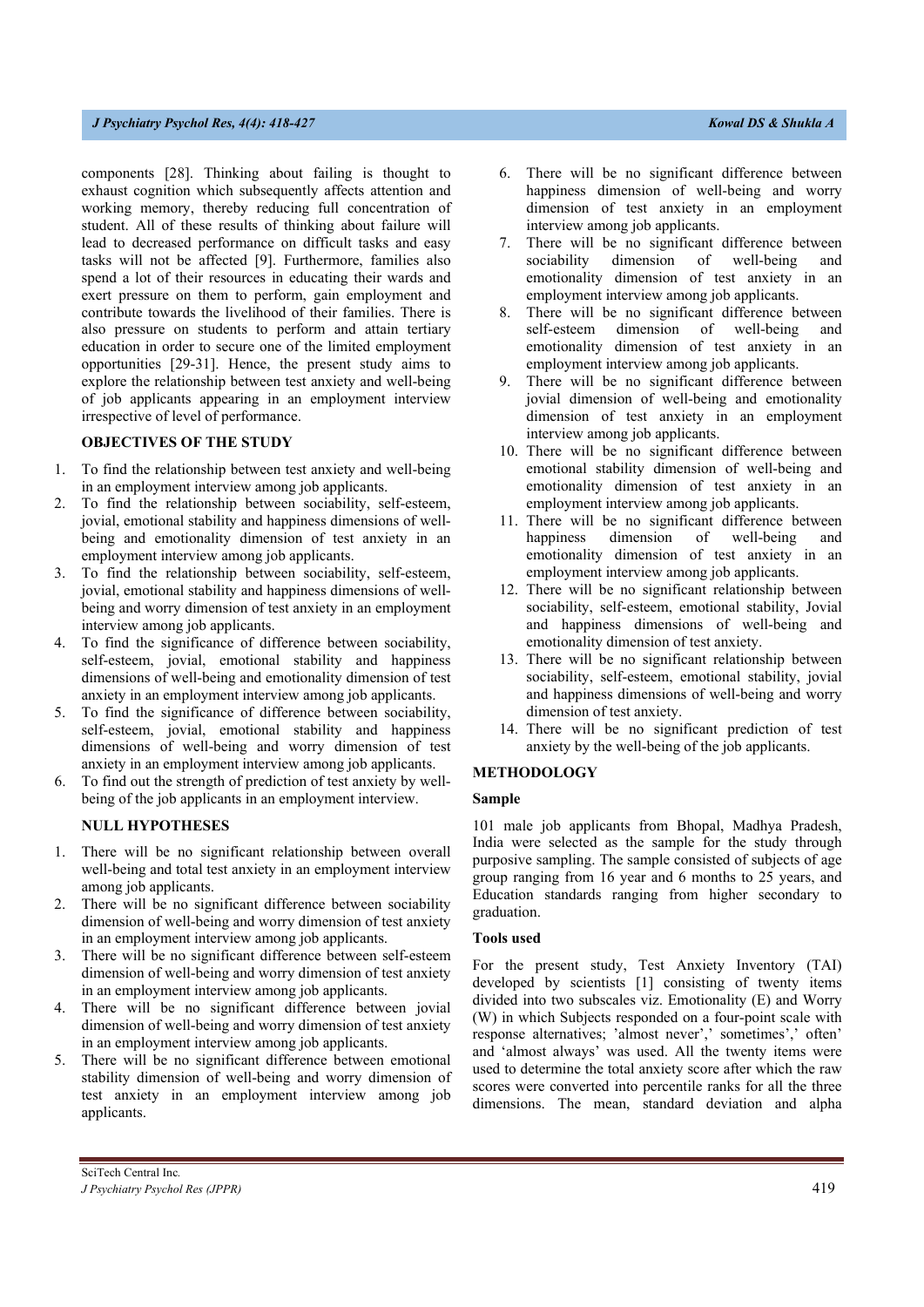components [28]. Thinking about failing is thought to exhaust cognition which subsequently affects attention and working memory, thereby reducing full concentration of student. All of these results of thinking about failure will lead to decreased performance on difficult tasks and easy tasks will not be affected [9]. Furthermore, families also spend a lot of their resources in educating their wards and exert pressure on them to perform, gain employment and contribute towards the livelihood of their families. There is also pressure on students to perform and attain tertiary education in order to secure one of the limited employment opportunities [29-31]. Hence, the present study aims to explore the relationship between test anxiety and well-being of job applicants appearing in an employment interview irrespective of level of performance.

## OBJECTIVES OF THE STUDY

1. To find the relationship between test anxiety and well-being in an employment interview among job applicants.
2. To find the relationship between sociability, self-esteem, jovial, emotional stability and happiness dimensions of well-being and emotionality dimension of test anxiety in an employment interview among job applicants.
3. To find the relationship between sociability, self-esteem, jovial, emotional stability and happiness dimensions of well-being and worry dimension of test anxiety in an employment interview among job applicants.
4. To find the significance of difference between sociability, self-esteem, jovial, emotional stability and happiness dimensions of well-being and emotionality dimension of test anxiety in an employment interview among job applicants.
5. To find the significance of difference between sociability, self-esteem, jovial, emotional stability and happiness dimensions of well-being and worry dimension of test anxiety in an employment interview among job applicants.
6. To find out the strength of prediction of test anxiety by well-being of the job applicants in an employment interview.

## NULL HYPOTHESES

1. There will be no significant relationship between overall well-being and total test anxiety in an employment interview among job applicants.
2. There will be no significant difference between sociability dimension of well-being and worry dimension of test anxiety in an employment interview among job applicants.
3. There will be no significant difference between self-esteem dimension of well-being and worry dimension of test anxiety in an employment interview among job applicants.
4. There will be no significant difference between jovial dimension of well-being and worry dimension of test anxiety in an employment interview among job applicants.
5. There will be no significant difference between emotional stability dimension of well-being and worry dimension of test anxiety in an employment interview among job applicants.
6. There will be no significant difference between happiness dimension of well-being and worry dimension of test anxiety in an employment interview among job applicants.
7. There will be no significant difference between sociability dimension of well-being and emotionality dimension of test anxiety in an employment interview among job applicants.
8. There will be no significant difference between self-esteem dimension of well-being and emotionality dimension of test anxiety in an employment interview among job applicants.
9. There will be no significant difference between jovial dimension of well-being and emotionality dimension of test anxiety in an employment interview among job applicants.
10. There will be no significant difference between emotional stability dimension of well-being and emotionality dimension of test anxiety in an employment interview among job applicants.
11. There will be no significant difference between happiness dimension of well-being and emotionality dimension of test anxiety in an employment interview among job applicants.
12. There will be no significant relationship between sociability, self-esteem, emotional stability, Jovial and happiness dimensions of well-being and emotionality dimension of test anxiety.
13. There will be no significant relationship between sociability, self-esteem, emotional stability, jovial and happiness dimensions of well-being and worry dimension of test anxiety.
14. There will be no significant prediction of test anxiety by the well-being of the job applicants.

## METHODOLOGY

### Sample

101 male job applicants from Bhopal, Madhya Pradesh, India were selected as the sample for the study through purposive sampling. The sample consisted of subjects of age group ranging from 16 year and 6 months to 25 years, and Education standards ranging from higher secondary to graduation.

### Tools used

For the present study, Test Anxiety Inventory (TAI) developed by scientists [1] consisting of twenty items divided into two subscales viz. Emotionality (E) and Worry (W) in which Subjects responded on a four-point scale with response alternatives; 'almost never',' sometimes',' often' and 'almost always' was used. All the twenty items were used to determine the total anxiety score after which the raw scores were converted into percentile ranks for all the three dimensions. The mean, standard deviation and alpha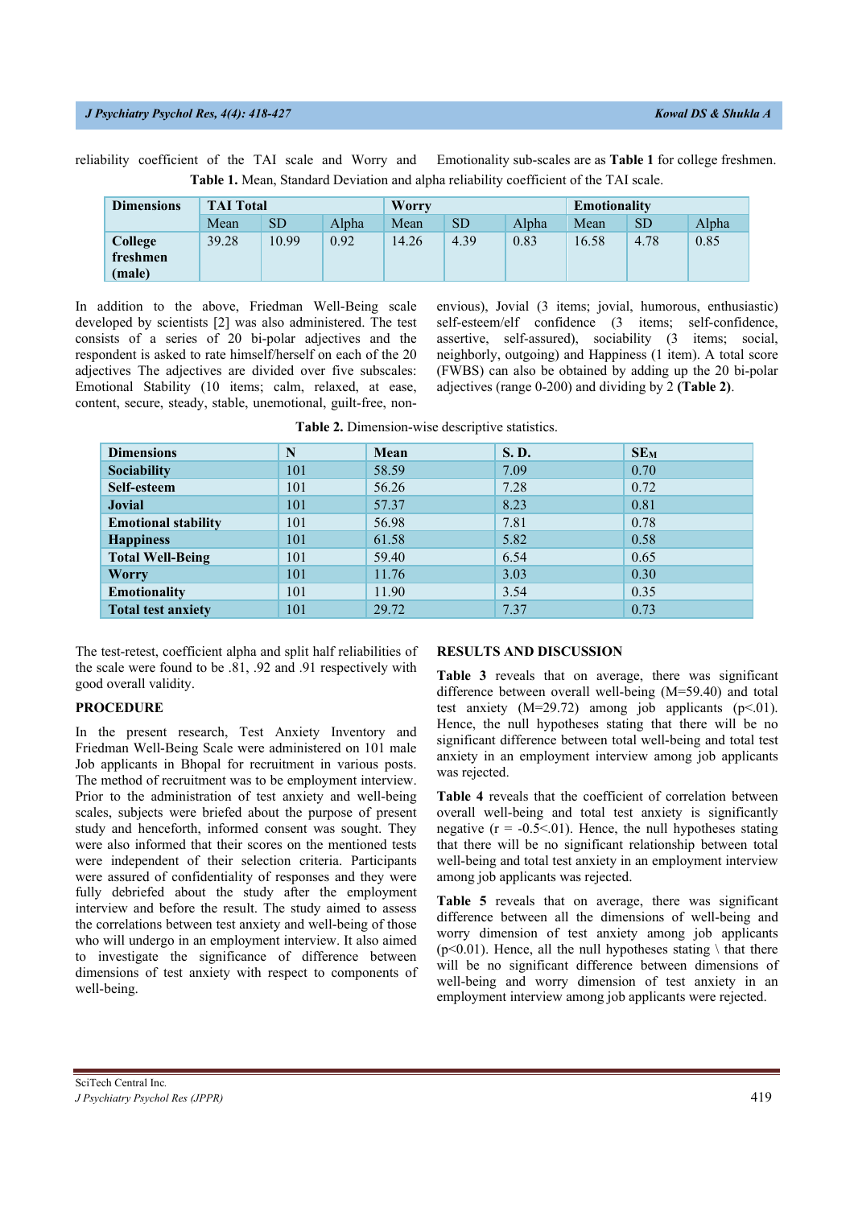reliability coefficient of the TAI scale and Worry and Emotionality sub-scales are as **Table 1** for college freshmen.

**Table 1.** Mean, Standard Deviation and alpha reliability coefficient of the TAI scale.

| Dimensions | TAI Total | | | Worry | | | Emotionality | | |
|---|---|---|---|---|---|---|---|---|---|
| | Mean | SD | Alpha | Mean | SD | Alpha | Mean | SD | Alpha |
| **College freshmen (male)** | 39.28 | 10.99 | 0.92 | 14.26 | 4.39 | 0.83 | 16.58 | 4.78 | 0.85 |

In addition to the above, Friedman Well-Being scale developed by scientists [2] was also administered. The test consists of a series of 20 bi-polar adjectives and the respondent is asked to rate himself/herself on each of the 20 adjectives The adjectives are divided over five subscales: Emotional Stability (10 items; calm, relaxed, at ease, content, secure, steady, stable, unemotional, guilt-free, non-envious), Jovial (3 items; jovial, humorous, enthusiastic) self-esteem/elf confidence (3 items; self-confidence, assertive, self-assured), sociability (3 items; social, neighborly, outgoing) and Happiness (1 item). A total score (FWBS) can also be obtained by adding up the 20 bi-polar adjectives (range 0-200) and dividing by 2 **(Table 2)**.

**Table 2.** Dimension-wise descriptive statistics.

| Dimensions | N | Mean | S. D. | $SE_M$ |
|---|---|---|---|---|
| **Sociability** | 101 | 58.59 | 7.09 | 0.70 |
| **Self-esteem** | 101 | 56.26 | 7.28 | 0.72 |
| **Jovial** | 101 | 57.37 | 8.23 | 0.81 |
| **Emotional stability** | 101 | 56.98 | 7.81 | 0.78 |
| **Happiness** | 101 | 61.58 | 5.82 | 0.58 |
| **Total Well-Being** | 101 | 59.40 | 6.54 | 0.65 |
| **Worry** | 101 | 11.76 | 3.03 | 0.30 |
| **Emotionality** | 101 | 11.90 | 3.54 | 0.35 |
| **Total test anxiety** | 101 | 29.72 | 7.37 | 0.73 |

The test-retest, coefficient alpha and split half reliabilities of the scale were found to be .81, .92 and .91 respectively with good overall validity.

## PROCEDURE

In the present research, Test Anxiety Inventory and Friedman Well-Being Scale were administered on 101 male Job applicants in Bhopal for recruitment in various posts. The method of recruitment was to be employment interview. Prior to the administration of test anxiety and well-being scales, subjects were briefed about the purpose of present study and henceforth, informed consent was sought. They were also informed that their scores on the mentioned tests were independent of their selection criteria. Participants were assured of confidentiality of responses and they were fully debriefed about the study after the employment interview and before the result. The study aimed to assess the correlations between test anxiety and well-being of those who will undergo in an employment interview. It also aimed to investigate the significance of difference between dimensions of test anxiety with respect to components of well-being.

## RESULTS AND DISCUSSION

**Table 3** reveals that on average, there was significant difference between overall well-being (M=59.40) and total test anxiety (M=29.72) among job applicants ($p<.01$). Hence, the null hypotheses stating that there will be no significant difference between total well-being and total test anxiety in an employment interview among job applicants was rejected.

**Table 4** reveals that the coefficient of correlation between overall well-being and total test anxiety is significantly negative ($r = -0.5<.01$). Hence, the null hypotheses stating that there will be no significant relationship between total well-being and total test anxiety in an employment interview among job applicants was rejected.

**Table 5** reveals that on average, there was significant difference between all the dimensions of well-being and worry dimension of test anxiety among job applicants ($p<0.01$). Hence, all the null hypotheses stating \ that there will be no significant difference between dimensions of well-being and worry dimension of test anxiety in an employment interview among job applicants were rejected.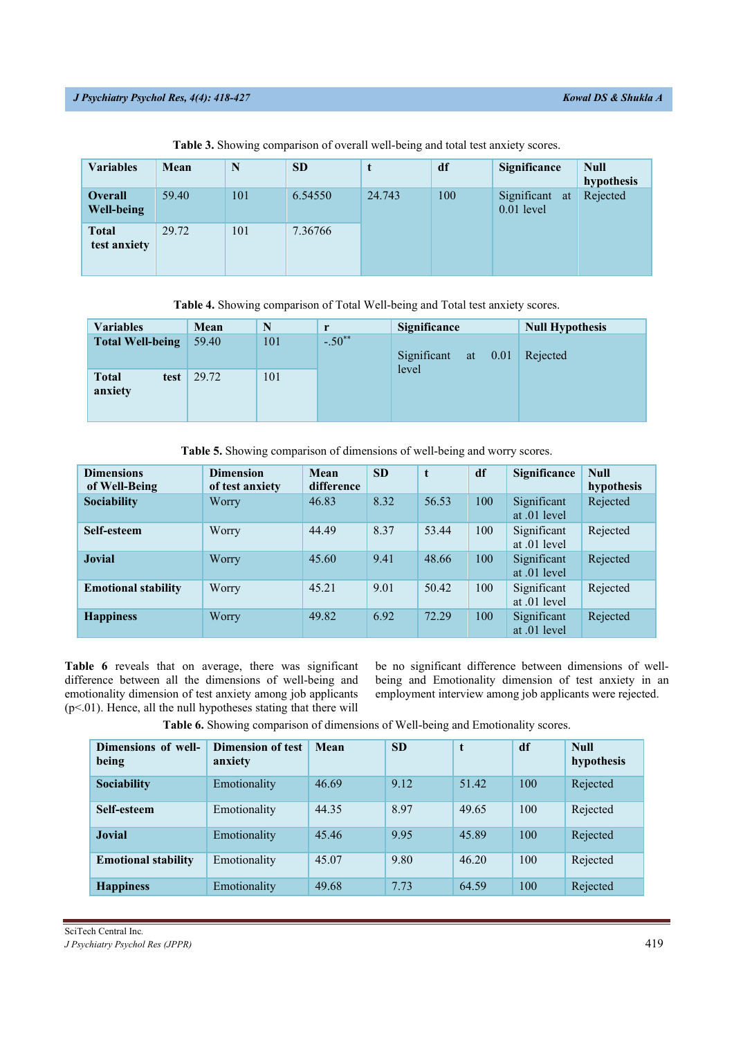**Table 3.** Showing comparison of overall well-being and total test anxiety scores.

| Variables | Mean | N | SD | t | df | Significance | Null hypothesis |
|---|---|---|---|---|---|---|---|
| **Overall Well-being** | 59.40 | 101 | 6.54550 | 24.743 | 100 | Significant at 0.01 level | Rejected |
| **Total test anxiety** | 29.72 | 101 | 7.36766 | | | | |

**Table 4.** Showing comparison of Total Well-being and Total test anxiety scores.

| Variables | Mean | N | r | Significance | Null Hypothesis |
|---|---|---|---|---|---|
| **Total Well-being** | 59.40 | 101 | -.50** | Significant at 0.01 level | Rejected |
| **Total test anxiety** | 29.72 | 101 | | | |

**Table 5.** Showing comparison of dimensions of well-being and worry scores.

| Dimensions of Well-Being | Dimension of test anxiety | Mean difference | SD | t | df | Significance | Null hypothesis |
|---|---|---|---|---|---|---|---|
| **Sociability** | Worry | 46.83 | 8.32 | 56.53 | 100 | Significant at .01 level | Rejected |
| **Self-esteem** | Worry | 44.49 | 8.37 | 53.44 | 100 | Significant at .01 level | Rejected |
| **Jovial** | Worry | 45.60 | 9.41 | 48.66 | 100 | Significant at .01 level | Rejected |
| **Emotional stability** | Worry | 45.21 | 9.01 | 50.42 | 100 | Significant at .01 level | Rejected |
| **Happiness** | Worry | 49.82 | 6.92 | 72.29 | 100 | Significant at .01 level | Rejected |

**Table 6** reveals that on average, there was significant difference between all the dimensions of well-being and emotionality dimension of test anxiety among job applicants ($p<.01$). Hence, all the null hypotheses stating that there will be no significant difference between dimensions of well-being and Emotionality dimension of test anxiety in an employment interview among job applicants were rejected.

**Table 6.** Showing comparison of dimensions of Well-being and Emotionality scores.

| Dimensions of well-being | Dimension of test anxiety | Mean | SD | t | df | Null hypothesis |
|---|---|---|---|---|---|---|
| **Sociability** | Emotionality | 46.69 | 9.12 | 51.42 | 100 | Rejected |
| **Self-esteem** | Emotionality | 44.35 | 8.97 | 49.65 | 100 | Rejected |
| **Jovial** | Emotionality | 45.46 | 9.95 | 45.89 | 100 | Rejected |
| **Emotional stability** | Emotionality | 45.07 | 9.80 | 46.20 | 100 | Rejected |
| **Happiness** | Emotionality | 49.68 | 7.73 | 64.59 | 100 | Rejected |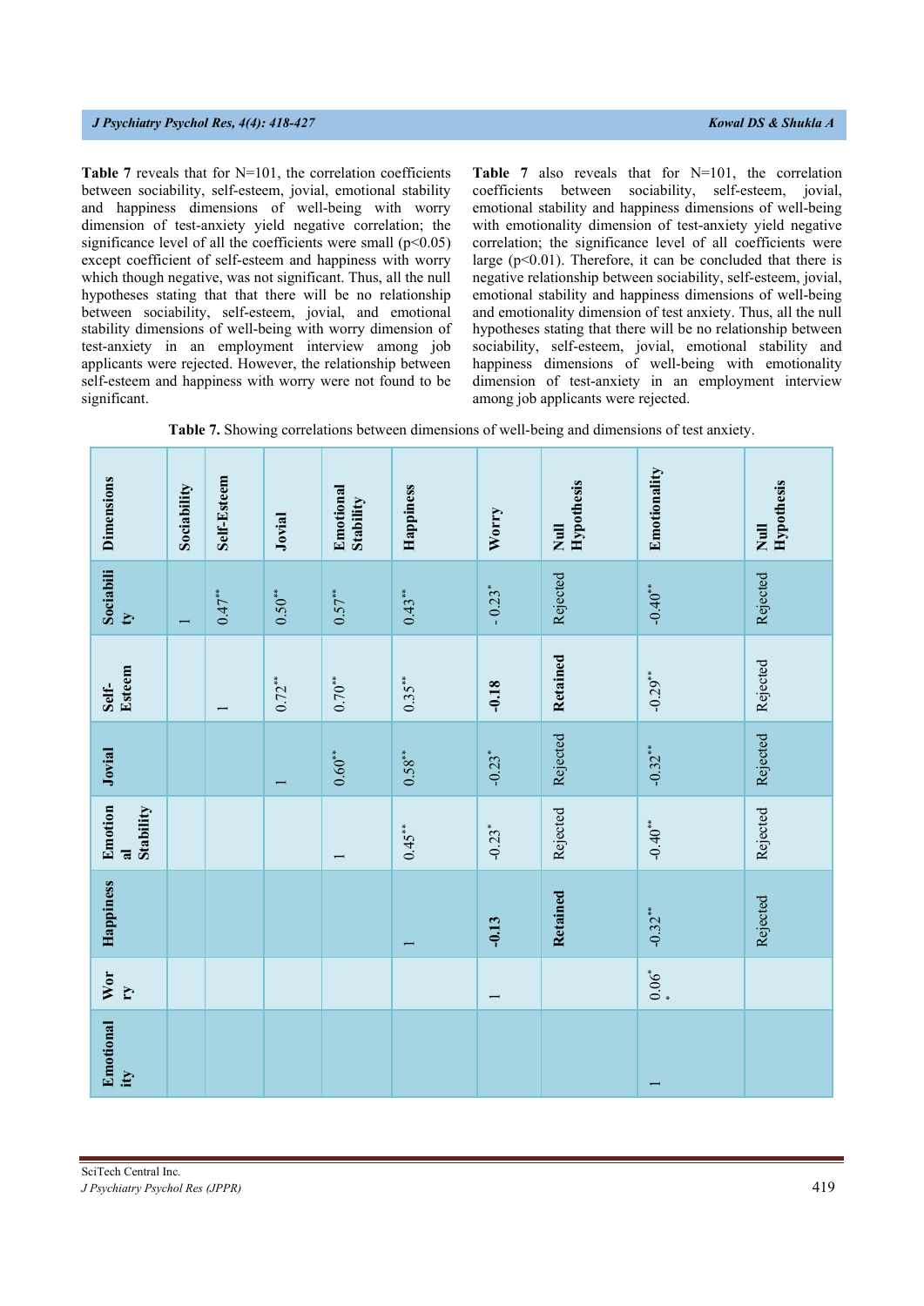**Table 7** reveals that for N=101, the correlation coefficients between sociability, self-esteem, jovial, emotional stability and happiness dimensions of well-being with worry dimension of test-anxiety yield negative correlation; the significance level of all the coefficients were small ($p<0.05$) except coefficient of self-esteem and happiness with worry which though negative, was not significant. Thus, all the null hypotheses stating that that there will be no relationship between sociability, self-esteem, jovial, and emotional stability dimensions of well-being with worry dimension of test-anxiety in an employment interview among job applicants were rejected. However, the relationship between self-esteem and happiness with worry were not found to be significant.

**Table 7** also reveals that for N=101, the correlation coefficients between sociability, self-esteem, jovial, emotional stability and happiness dimensions of well-being with emotionality dimension of test-anxiety yield negative correlation; the significance level of all coefficients were large ($p<0.01$). Therefore, it can be concluded that there is negative relationship between sociability, self-esteem, jovial, emotional stability and happiness dimensions of well-being and emotionality dimension of test anxiety. Thus, all the null hypotheses stating that there will be no relationship between sociability, self-esteem, jovial, emotional stability and happiness dimensions of well-being with emotionality dimension of test-anxiety in an employment interview among job applicants were rejected.

**Table 7.** Showing correlations between dimensions of well-being and dimensions of test anxiety.

| Dimensions | Sociability | Self-Esteem | Jovial | Emotional Stability | Happiness | Worry | Null Hypothesis | Emotionality | Null Hypothesis |
|---|---|---|---|---|---|---|---|---|---|
| Sociability | 1 | 0.47** | 0.50** | 0.57** | 0.43** | - 0.23* | Rejected | -0.40** | Rejected |
| Self-Esteem | | 1 | 0.72** | 0.70** | 0.35** | **-0.18** | **Retained** | -0.29** | Rejected |
| Jovial | | | 1 | 0.60** | 0.58** | -0.23* | Rejected | -0.32** | Rejected |
| Emotional Stability | | | | 1 | 0.45** | -0.23* | Rejected | -0.40** | Rejected |
| Happiness | | | | | 1 | **-0.13** | **Retained** | -0.32** | Rejected |
| Worry | | | | | | 1 | | 0.06** | |
| Emotionality | | | | | | | | 1 | |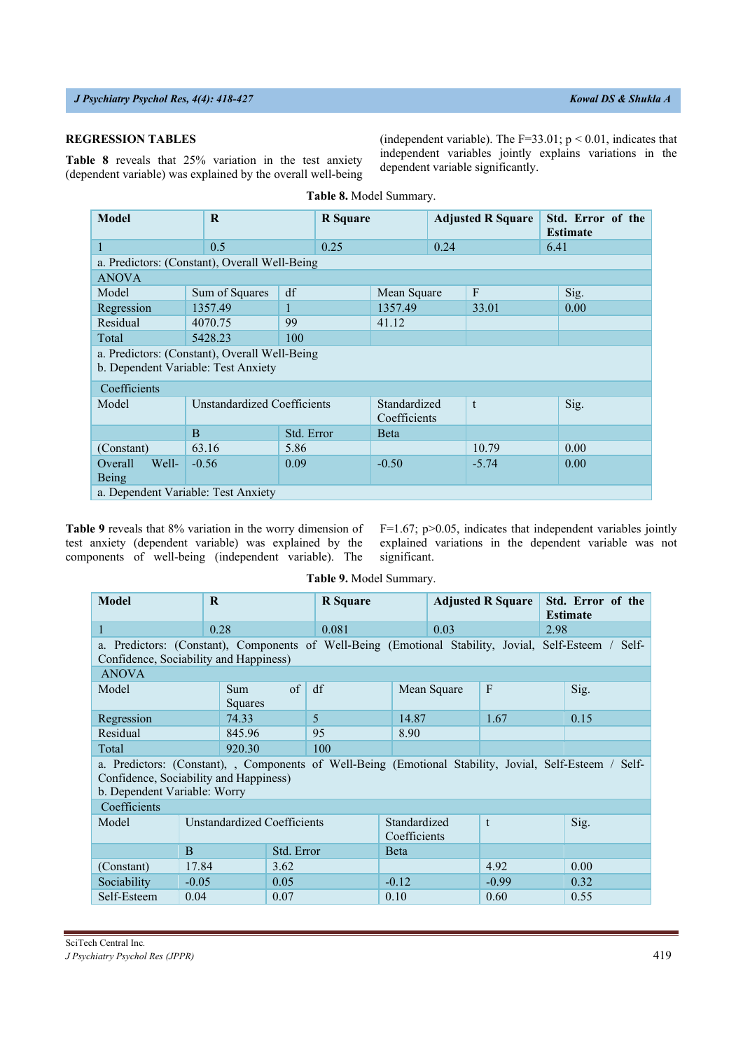## REGRESSION TABLES

**Table 8** reveals that 25% variation in the test anxiety (dependent variable) was explained by the overall well-being (independent variable). The F=33.01; p < 0.01, indicates that independent variables jointly explains variations in the dependent variable significantly.

**Table 8.** Model Summary.

| Model | R | R Square | Adjusted R Square | Std. Error of the Estimate |
|---|---|---|---|---|
| 1 | 0.5 | 0.25 | 0.24 | 6.41 |
| a. Predictors: (Constant), Overall Well-Being | | | | |

ANOVA

| Model | Sum of Squares | df | Mean Square | F | Sig. |
|---|---|---|---|---|---|
| Regression | 1357.49 | 1 | 1357.49 | 33.01 | 0.00 |
| Residual | 4070.75 | 99 | 41.12 | | |
| Total | 5428.23 | 100 | | | |
| a. Predictors: (Constant), Overall Well-Being<br>b. Dependent Variable: Test Anxiety | | | | | |

Coefficients

| Model | Unstandardized Coefficients | | Standardized Coefficients | t | Sig. |
|---|---|---|---|---|---|
| | B | Std. Error | Beta | | |
| (Constant) | 63.16 | 5.86 | | 10.79 | 0.00 |
| Overall Well-Being | -0.56 | 0.09 | -0.50 | -5.74 | 0.00 |
| a. Dependent Variable: Test Anxiety | | | | | |

**Table 9** reveals that 8% variation in the worry dimension of test anxiety (dependent variable) was explained by the components of well-being (independent variable). The F=1.67; p>0.05, indicates that independent variables jointly explained variations in the dependent variable was not significant.

**Table 9.** Model Summary.

| Model | R | R Square | Adjusted R Square | Std. Error of the Estimate |
|---|---|---|---|---|
| 1 | 0.28 | 0.081 | 0.03 | 2.98 |
| a. Predictors: (Constant), Components of Well-Being (Emotional Stability, Jovial, Self-Esteem / Self-Confidence, Sociability and Happiness) | | | | |

ANOVA

| Model | Sum of Squares | df | Mean Square | F | Sig. |
|---|---|---|---|---|---|
| Regression | 74.33 | 5 | 14.87 | 1.67 | 0.15 |
| Residual | 845.96 | 95 | 8.90 | | |
| Total | 920.30 | 100 | | | |
| a. Predictors: (Constant), , Components of Well-Being (Emotional Stability, Jovial, Self-Esteem / Self-Confidence, Sociability and Happiness)<br>b. Dependent Variable: Worry | | | | | |

Coefficients

| Model | Unstandardized Coefficients | | Standardized Coefficients | t | Sig. |
|---|---|---|---|---|---|
| | B | Std. Error | Beta | | |
| (Constant) | 17.84 | 3.62 | | 4.92 | 0.00 |
| Sociability | -0.05 | 0.05 | -0.12 | -0.99 | 0.32 |
| Self-Esteem | 0.04 | 0.07 | 0.10 | 0.60 | 0.55 |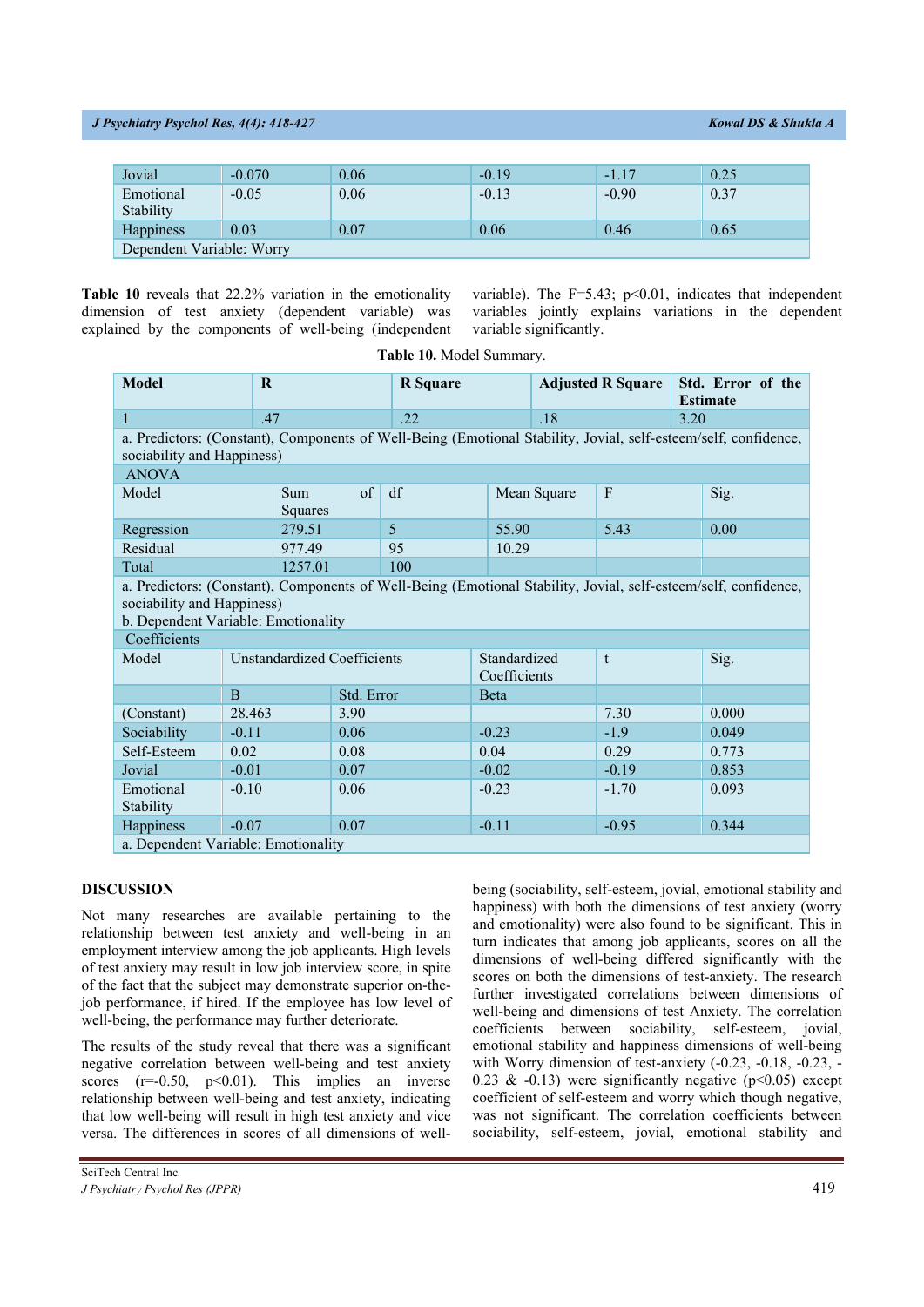| Jovial | -0.070 | 0.06 | -0.19 | -1.17 | 0.25 |
|---|---|---|---|---|---|
| Emotional Stability | -0.05 | 0.06 | -0.13 | -0.90 | 0.37 |
| Happiness | 0.03 | 0.07 | 0.06 | 0.46 | 0.65 |
| Dependent Variable: Worry | | | | | |

**Table 10** reveals that 22.2% variation in the emotionality dimension of test anxiety (dependent variable) was explained by the components of well-being (independent variable). The F=5.43; p<0.01, indicates that independent variables jointly explains variations in the dependent variable significantly.

**Table 10.** Model Summary.

| Model | R | R Square | Adjusted R Square | Std. Error of the Estimate |
|---|---|---|---|---|
| 1 | .47 | .22 | .18 | 3.20 |
| a. Predictors: (Constant), Components of Well-Being (Emotional Stability, Jovial, self-esteem/self, confidence, sociability and Happiness) | | | | |

**ANOVA**

| Model | Sum of Squares | df | Mean Square | F | Sig. |
|---|---|---|---|---|---|
| Regression | 279.51 | 5 | 55.90 | 5.43 | 0.00 |
| Residual | 977.49 | 95 | 10.29 | | |
| Total | 1257.01 | 100 | | | |
| a. Predictors: (Constant), Components of Well-Being (Emotional Stability, Jovial, self-esteem/self, confidence, sociability and Happiness) b. Dependent Variable: Emotionality | | | | | |

**Coefficients**

| Model | Unstandardized Coefficients | | Standardized Coefficients | t | Sig. |
|---|---|---|---|---|---|
| | B | Std. Error | Beta | | |
| (Constant) | 28.463 | 3.90 | | 7.30 | 0.000 |
| Sociability | -0.11 | 0.06 | -0.23 | -1.9 | 0.049 |
| Self-Esteem | 0.02 | 0.08 | 0.04 | 0.29 | 0.773 |
| Jovial | -0.01 | 0.07 | -0.02 | -0.19 | 0.853 |
| Emotional Stability | -0.10 | 0.06 | -0.23 | -1.70 | 0.093 |
| Happiness | -0.07 | 0.07 | -0.11 | -0.95 | 0.344 |
| a. Dependent Variable: Emotionality | | | | | |

## DISCUSSION

Not many researches are available pertaining to the relationship between test anxiety and well-being in an employment interview among the job applicants. High levels of test anxiety may result in low job interview score, in spite of the fact that the subject may demonstrate superior on-the-job performance, if hired. If the employee has low level of well-being, the performance may further deteriorate.

The results of the study reveal that there was a significant negative correlation between well-being and test anxiety scores (r=-0.50, p<0.01). This implies an inverse relationship between well-being and test anxiety, indicating that low well-being will result in high test anxiety and vice versa. The differences in scores of all dimensions of well-being (sociability, self-esteem, jovial, emotional stability and happiness) with both the dimensions of test anxiety (worry and emotionality) were also found to be significant. This in turn indicates that among job applicants, scores on all the dimensions of well-being differed significantly with the scores on both the dimensions of test-anxiety. The research further investigated correlations between dimensions of well-being and dimensions of test Anxiety. The correlation coefficients between sociability, self-esteem, jovial, emotional stability and happiness dimensions of well-being with Worry dimension of test-anxiety (-0.23, -0.18, -0.23, -0.23 & -0.13) were significantly negative (p<0.05) except coefficient of self-esteem and worry which though negative, was not significant. The correlation coefficients between sociability, self-esteem, jovial, emotional stability and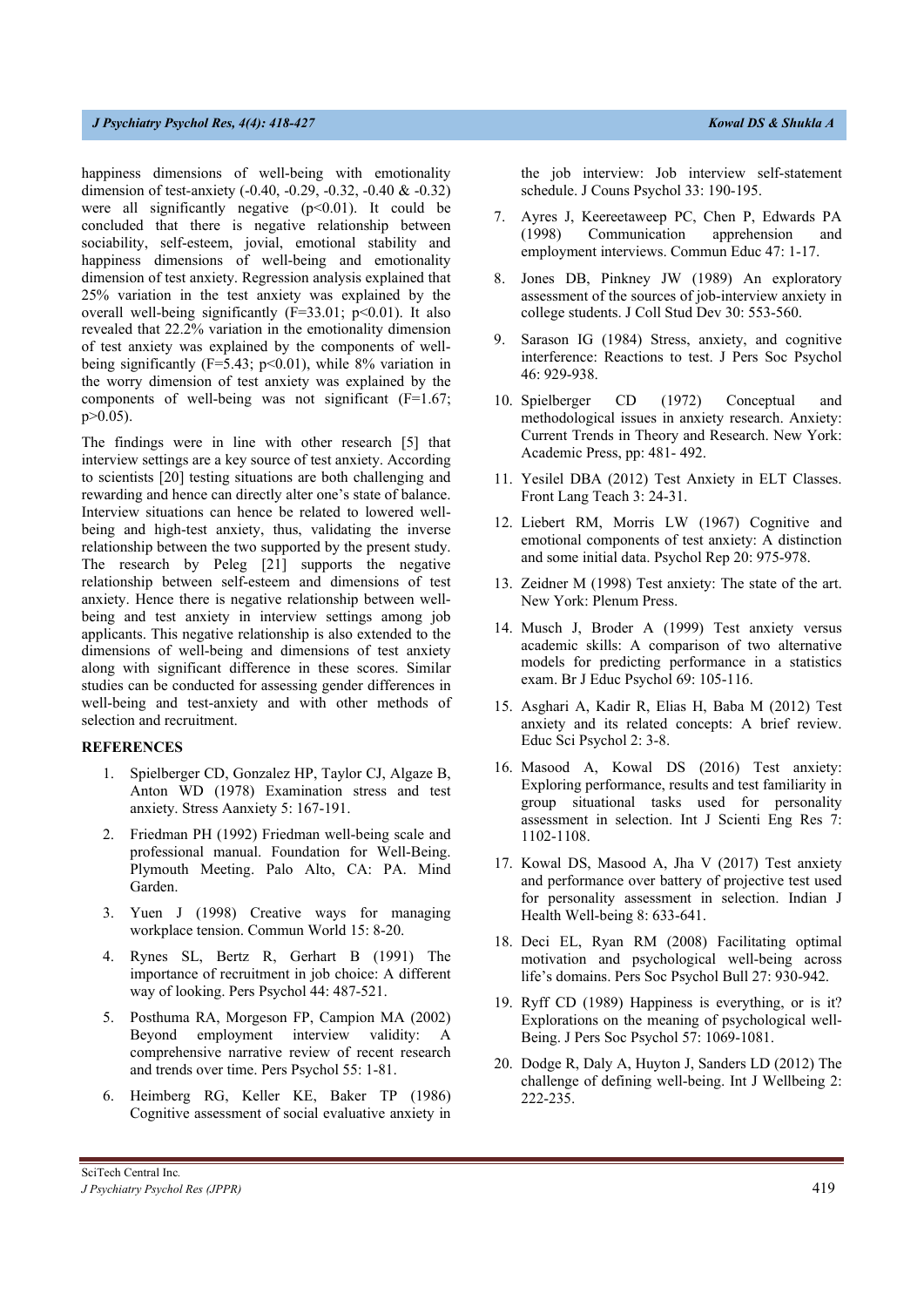happiness dimensions of well-being with emotionality dimension of test-anxiety (-0.40, -0.29, -0.32, -0.40 & -0.32) were all significantly negative ($p<0.01$). It could be concluded that there is negative relationship between sociability, self-esteem, jovial, emotional stability and happiness dimensions of well-being and emotionality dimension of test anxiety. Regression analysis explained that 25% variation in the test anxiety was explained by the overall well-being significantly ($F=33.01$; $p<0.01$). It also revealed that 22.2% variation in the emotionality dimension of test anxiety was explained by the components of well-being significantly ($F=5.43$; $p<0.01$), while 8% variation in the worry dimension of test anxiety was explained by the components of well-being was not significant ($F=1.67$; $p>0.05$).

The findings were in line with other research [5] that interview settings are a key source of test anxiety. According to scientists [20] testing situations are both challenging and rewarding and hence can directly alter one's state of balance. Interview situations can hence be related to lowered well-being and high-test anxiety, thus, validating the inverse relationship between the two supported by the present study. The research by Peleg [21] supports the negative relationship between self-esteem and dimensions of test anxiety. Hence there is negative relationship between well-being and test anxiety in interview settings among job applicants. This negative relationship is also extended to the dimensions of well-being and dimensions of test anxiety along with significant difference in these scores. Similar studies can be conducted for assessing gender differences in well-being and test-anxiety and with other methods of selection and recruitment.

## REFERENCES

1. Spielberger CD, Gonzalez HP, Taylor CJ, Algaze B, Anton WD (1978) Examination stress and test anxiety. Stress Aanxiety 5: 167-191.
2. Friedman PH (1992) Friedman well-being scale and professional manual. Foundation for Well-Being. Plymouth Meeting. Palo Alto, CA: PA. Mind Garden.
3. Yuen J (1998) Creative ways for managing workplace tension. Commun World 15: 8-20.
4. Rynes SL, Bertz R, Gerhart B (1991) The importance of recruitment in job choice: A different way of looking. Pers Psychol 44: 487-521.
5. Posthuma RA, Morgeson FP, Campion MA (2002) Beyond employment interview validity: A comprehensive narrative review of recent research and trends over time. Pers Psychol 55: 1-81.
6. Heimberg RG, Keller KE, Baker TP (1986) Cognitive assessment of social evaluative anxiety in the job interview: Job interview self-statement schedule. J Couns Psychol 33: 190-195.
7. Ayres J, Keereetaweep PC, Chen P, Edwards PA (1998) Communication apprehension and employment interviews. Commun Educ 47: 1-17.
8. Jones DB, Pinkney JW (1989) An exploratory assessment of the sources of job-interview anxiety in college students. J Coll Stud Dev 30: 553-560.
9. Sarason IG (1984) Stress, anxiety, and cognitive interference: Reactions to test. J Pers Soc Psychol 46: 929-938.
10. Spielberger CD (1972) Conceptual and methodological issues in anxiety research. Anxiety: Current Trends in Theory and Research. New York: Academic Press, pp: 481- 492.
11. Yesilel DBA (2012) Test Anxiety in ELT Classes. Front Lang Teach 3: 24-31.
12. Liebert RM, Morris LW (1967) Cognitive and emotional components of test anxiety: A distinction and some initial data. Psychol Rep 20: 975-978.
13. Zeidner M (1998) Test anxiety: The state of the art. New York: Plenum Press.
14. Musch J, Broder A (1999) Test anxiety versus academic skills: A comparison of two alternative models for predicting performance in a statistics exam. Br J Educ Psychol 69: 105-116.
15. Asghari A, Kadir R, Elias H, Baba M (2012) Test anxiety and its related concepts: A brief review. Educ Sci Psychol 2: 3-8.
16. Masood A, Kowal DS (2016) Test anxiety: Exploring performance, results and test familiarity in group situational tasks used for personality assessment in selection. Int J Scienti Eng Res 7: 1102-1108.
17. Kowal DS, Masood A, Jha V (2017) Test anxiety and performance over battery of projective test used for personality assessment in selection. Indian J Health Well-being 8: 633-641.
18. Deci EL, Ryan RM (2008) Facilitating optimal motivation and psychological well-being across life's domains. Pers Soc Psychol Bull 27: 930-942.
19. Ryff CD (1989) Happiness is everything, or is it? Explorations on the meaning of psychological well-Being. J Pers Soc Psychol 57: 1069-1081.
20. Dodge R, Daly A, Huyton J, Sanders LD (2012) The challenge of defining well-being. Int J Wellbeing 2: 222-235.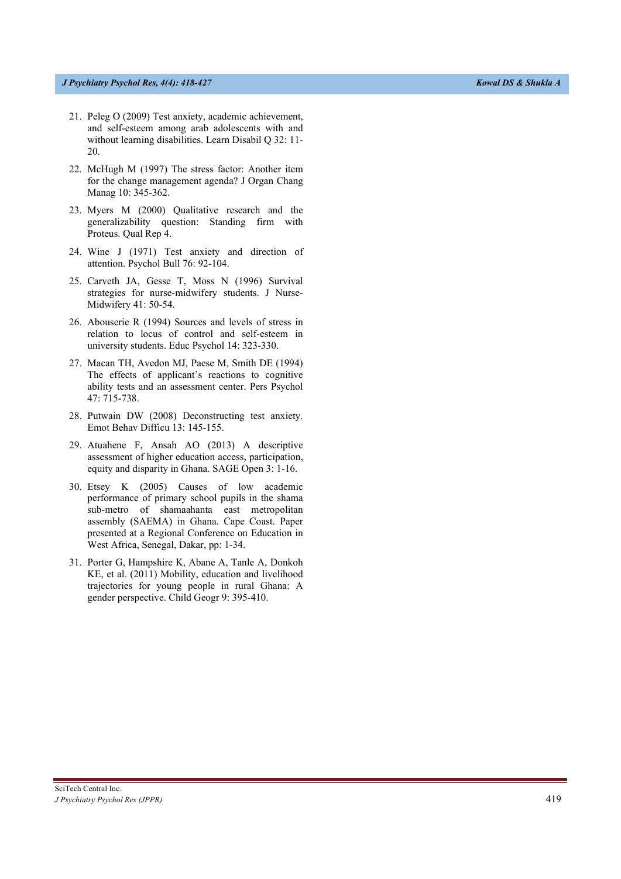21. Peleg O (2009) Test anxiety, academic achievement, and self-esteem among arab adolescents with and without learning disabilities. Learn Disabil Q 32: 11-20.

22. McHugh M (1997) The stress factor: Another item for the change management agenda? J Organ Chang Manag 10: 345-362.

23. Myers M (2000) Qualitative research and the generalizability question: Standing firm with Proteus. Qual Rep 4.

24. Wine J (1971) Test anxiety and direction of attention. Psychol Bull 76: 92-104.

25. Carveth JA, Gesse T, Moss N (1996) Survival strategies for nurse-midwifery students. J Nurse-Midwifery 41: 50-54.

26. Abouserie R (1994) Sources and levels of stress in relation to locus of control and self-esteem in university students. Educ Psychol 14: 323-330.

27. Macan TH, Avedon MJ, Paese M, Smith DE (1994) The effects of applicant's reactions to cognitive ability tests and an assessment center. Pers Psychol 47: 715-738.

28. Putwain DW (2008) Deconstructing test anxiety. Emot Behav Difficu 13: 145-155.

29. Atuahene F, Ansah AO (2013) A descriptive assessment of higher education access, participation, equity and disparity in Ghana. SAGE Open 3: 1-16.

30. Etsey K (2005) Causes of low academic performance of primary school pupils in the shama sub-metro of shamaahanta east metropolitan assembly (SAEMA) in Ghana. Cape Coast. Paper presented at a Regional Conference on Education in West Africa, Senegal, Dakar, pp: 1-34.

31. Porter G, Hampshire K, Abane A, Tanle A, Donkoh KE, et al. (2011) Mobility, education and livelihood trajectories for young people in rural Ghana: A gender perspective. Child Geogr 9: 395-410.